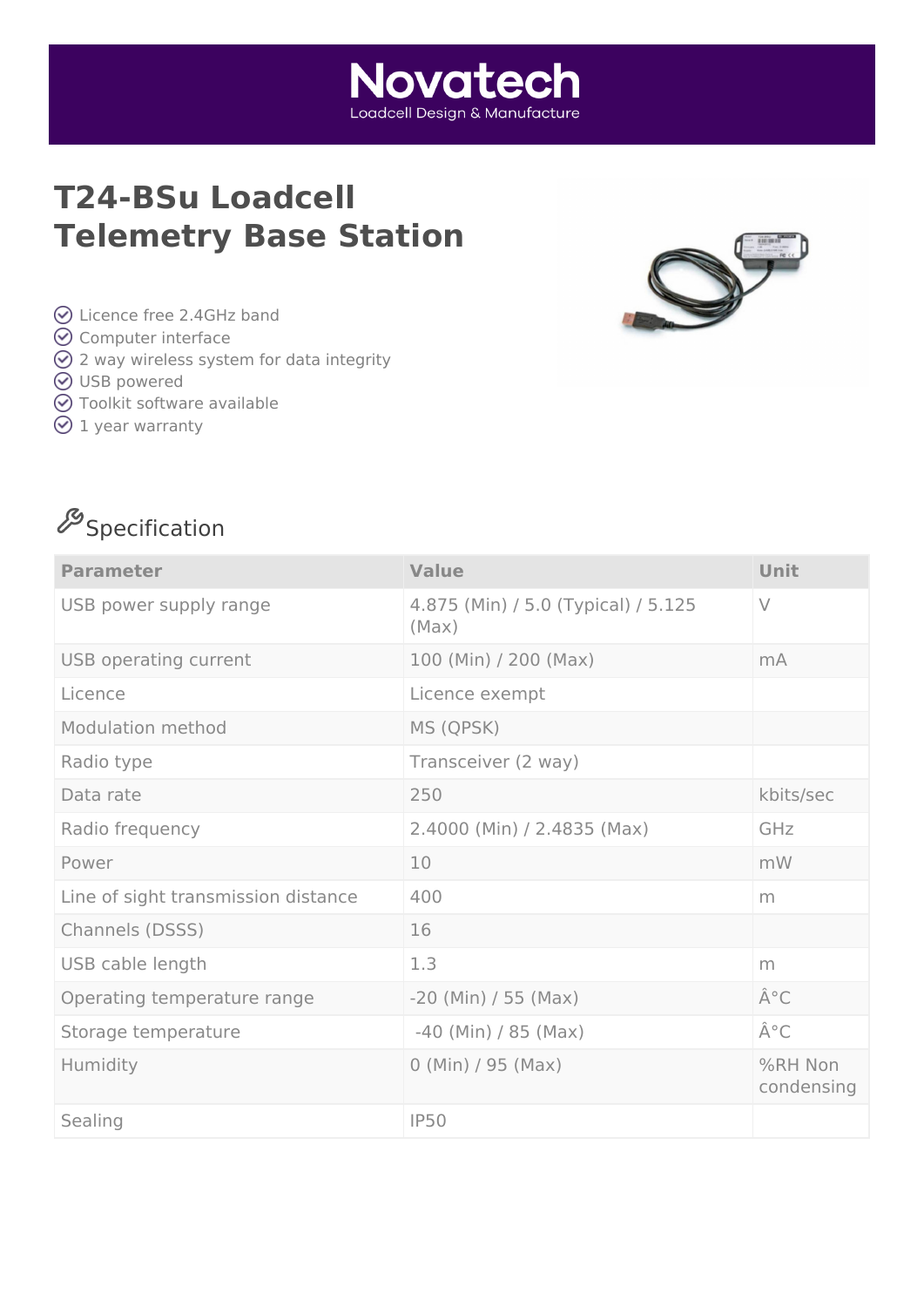# Novatech

Loadcell Design & Manufacture

# T24-BSu Loadcell Telemetry Base Station

- Licence free 2.4GHz band
- Computer interface
- 2 way wireless system for data integrity
- USB powered
- Toolkit software available
- 1 year warranty

## Specification

| Parameter | Value | Unit |
|---|---|---|
| USB power supply range | 4.875 (Min) / 5.0 (Typical) / 5.125 (Max) | V |
| USB operating current | 100 (Min) / 200 (Max) | mA |
| Licence | Licence exempt | |
| Modulation method | MS (QPSK) | |
| Radio type | Transceiver (2 way) | |
| Data rate | 250 | kbits/sec |
| Radio frequency | 2.4000 (Min) / 2.4835 (Max) | GHz |
| Power | 10 | mW |
| Line of sight transmission distance | 400 | m |
| Channels (DSSS) | 16 | |
| USB cable length | 1.3 | m |
| Operating temperature range | -20 (Min) / 55 (Max) | Â°C |
| Storage temperature | -40 (Min) / 85 (Max) | Â°C |
| Humidity | 0 (Min) / 95 (Max) | %RH Non condensing |
| Sealing | IP50 | |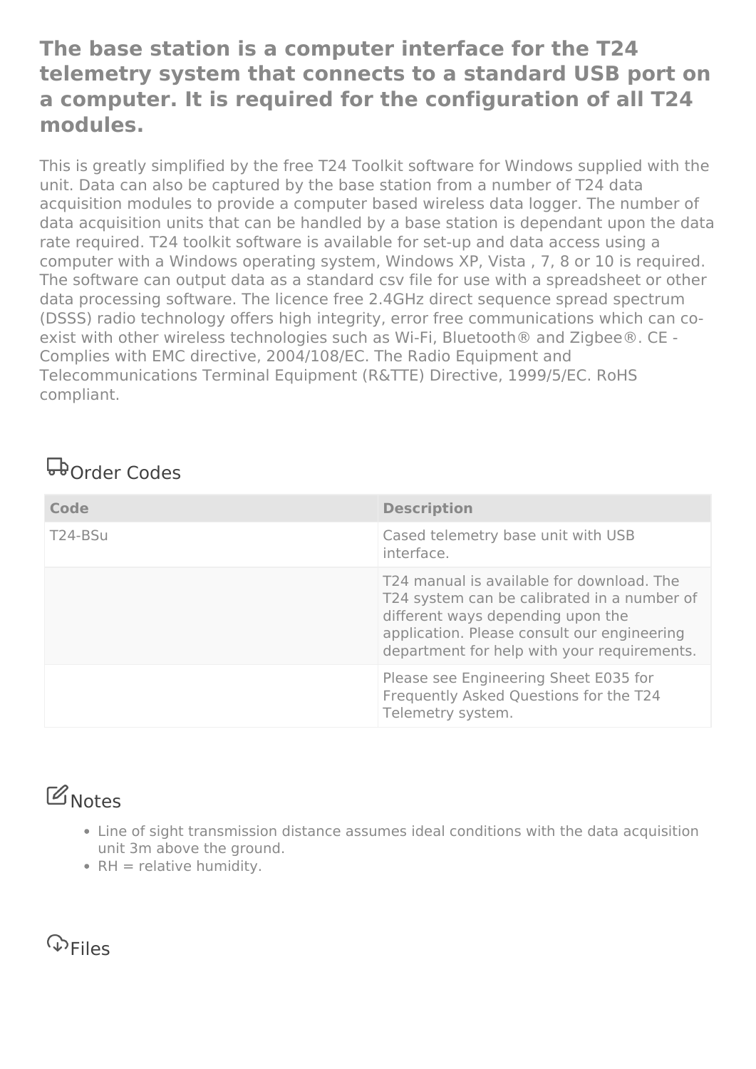**The base station is a computer interface for the T24 telemetry system that connects to a standard USB port on a computer. It is required for the configuration of all T24 modules.**

This is greatly simplified by the free T24 Toolkit software for Windows supplied with the unit. Data can also be captured by the base station from a number of T24 data acquisition modules to provide a computer based wireless data logger. The number of data acquisition units that can be handled by a base station is dependant upon the data rate required. T24 toolkit software is available for set-up and data access using a computer with a Windows operating system, Windows XP, Vista , 7, 8 or 10 is required. The software can output data as a standard csv file for use with a spreadsheet or other data processing software. The licence free 2.4GHz direct sequence spread spectrum (DSSS) radio technology offers high integrity, error free communications which can co-exist with other wireless technologies such as Wi-Fi, Bluetooth® and Zigbee®. CE - Complies with EMC directive, 2004/108/EC. The Radio Equipment and Telecommunications Terminal Equipment (R&TTE) Directive, 1999/5/EC. RoHS compliant.

## Order Codes

| Code | Description |
| --- | --- |
| T24-BSu | Cased telemetry base unit with USB interface. |
| | T24 manual is available for download. The T24 system can be calibrated in a number of different ways depending upon the application. Please consult our engineering department for help with your requirements. |
| | Please see Engineering Sheet E035 for Frequently Asked Questions for the T24 Telemetry system. |

## Notes

- Line of sight transmission distance assumes ideal conditions with the data acquisition unit 3m above the ground.
- RH = relative humidity.

## Files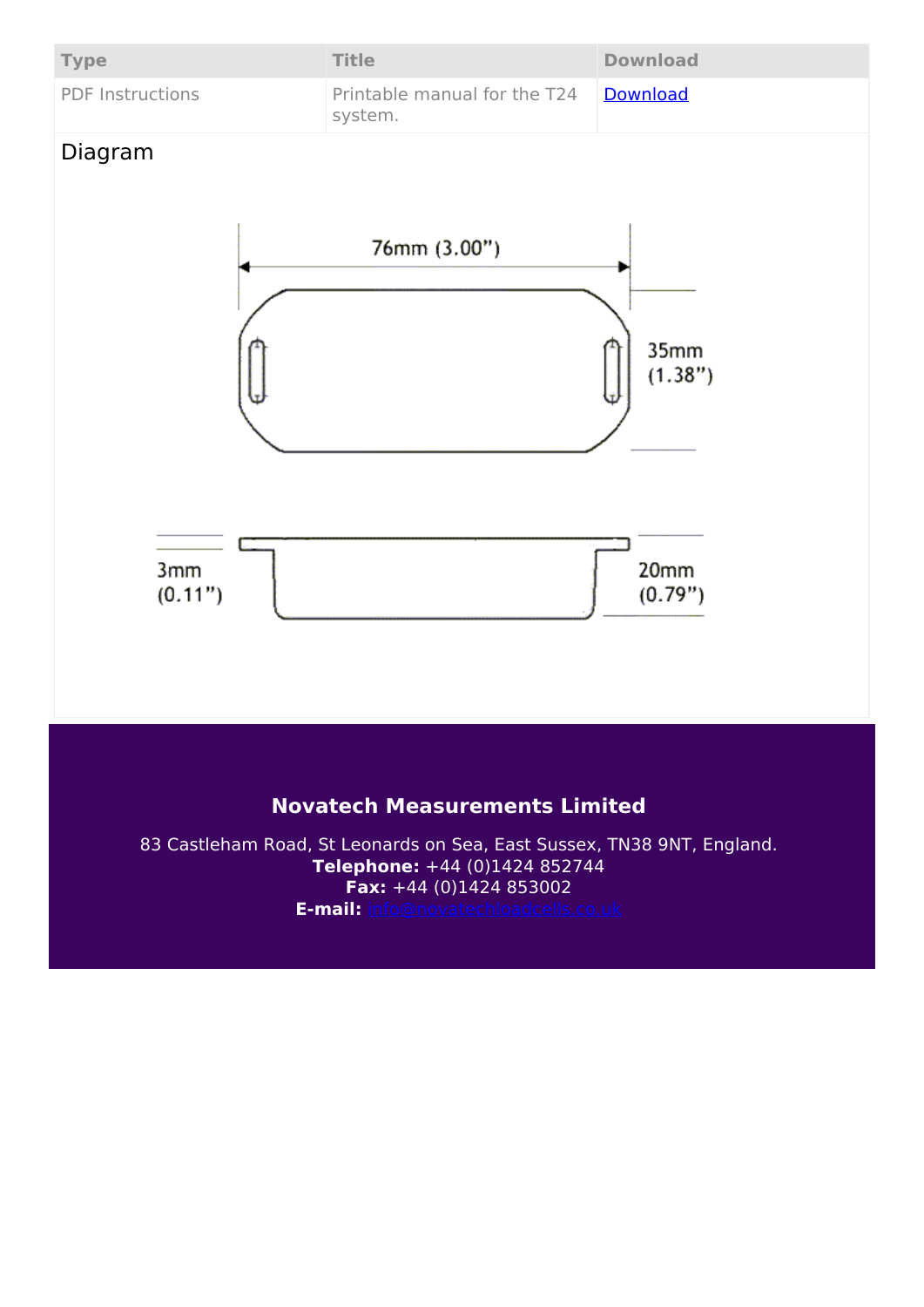| Type | Title | Download |
|---|---|---|
| PDF Instructions | Printable manual for the T24 system. | Download |

## Diagram

76mm (3.00")

35mm
(1.38")

3mm
(0.11")

20mm
(0.79")

**Novatech Measurements Limited**

83 Castleham Road, St Leonards on Sea, East Sussex, TN38 9NT, England.
**Telephone:** +44 (0)1424 852744
**Fax:** +44 (0)1424 853002
**E-mail:** info@novatechloadcells.co.uk